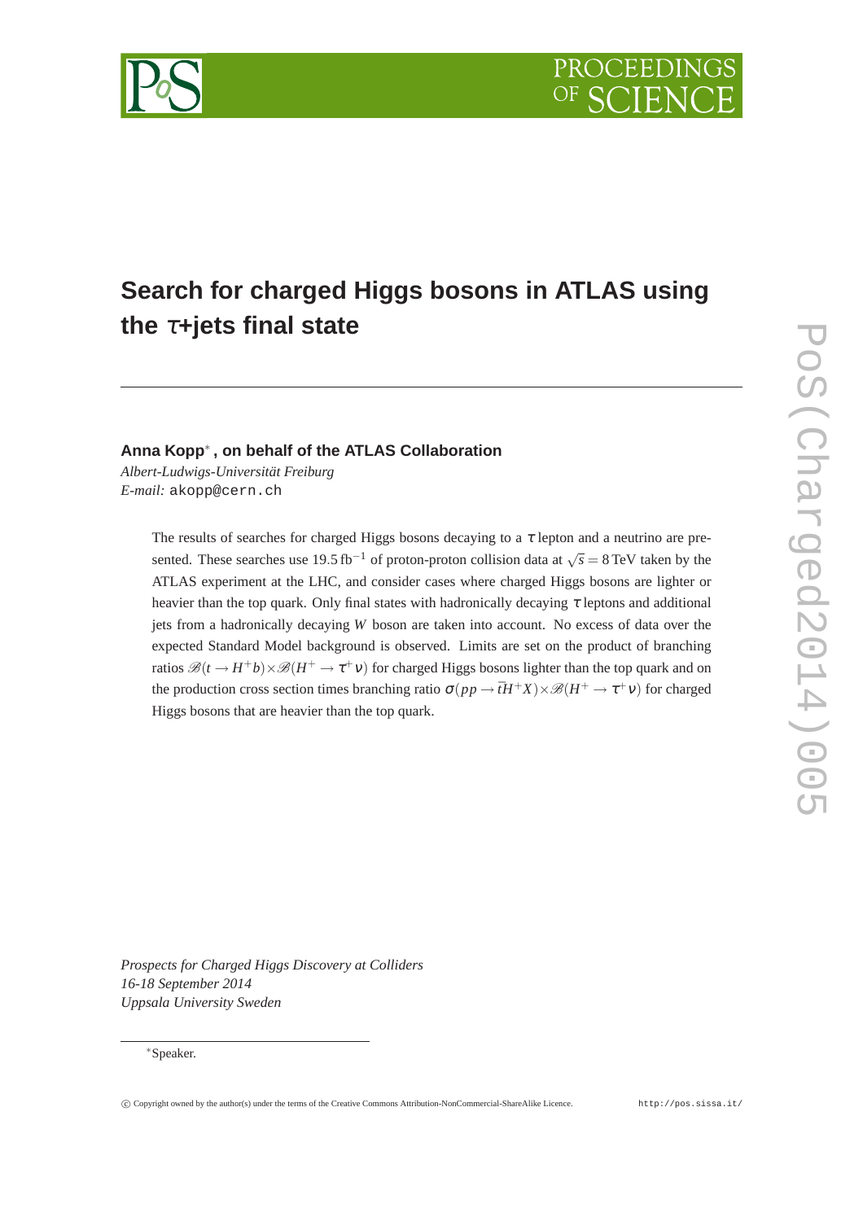# Search for charged Higgs bosons in ATLAS using the $\tau$+jets final state

**Anna Kopp***, **on behalf of the ATLAS Collaboration**

*Albert-Ludwigs-Universität Freiburg*
*E-mail:* akopp@cern.ch

The results of searches for charged Higgs bosons decaying to a $\tau$ lepton and a neutrino are presented. These searches use $19.5\,\mathrm{fb}^{-1}$ of proton-proton collision data at $\sqrt{s} = 8\,\mathrm{TeV}$ taken by the ATLAS experiment at the LHC, and consider cases where charged Higgs bosons are lighter or heavier than the top quark. Only final states with hadronically decaying $\tau$ leptons and additional jets from a hadronically decaying $W$ boson are taken into account. No excess of data over the expected Standard Model background is observed. Limits are set on the product of branching ratios $\mathscr{B}(t \to H^+ b) \times \mathscr{B}(H^+ \to \tau^+ \nu)$ for charged Higgs bosons lighter than the top quark and on the production cross section times branching ratio $\sigma(pp \to \bar{t}H^+ X) \times \mathscr{B}(H^+ \to \tau^+ \nu)$ for charged Higgs bosons that are heavier than the top quark.

*Prospects for Charged Higgs Discovery at Colliders*
*16-18 September 2014*
*Uppsala University Sweden*

*Speaker.

© Copyright owned by the author(s) under the terms of the Creative Commons Attribution-NonCommercial-ShareAlike Licence. http://pos.sissa.it/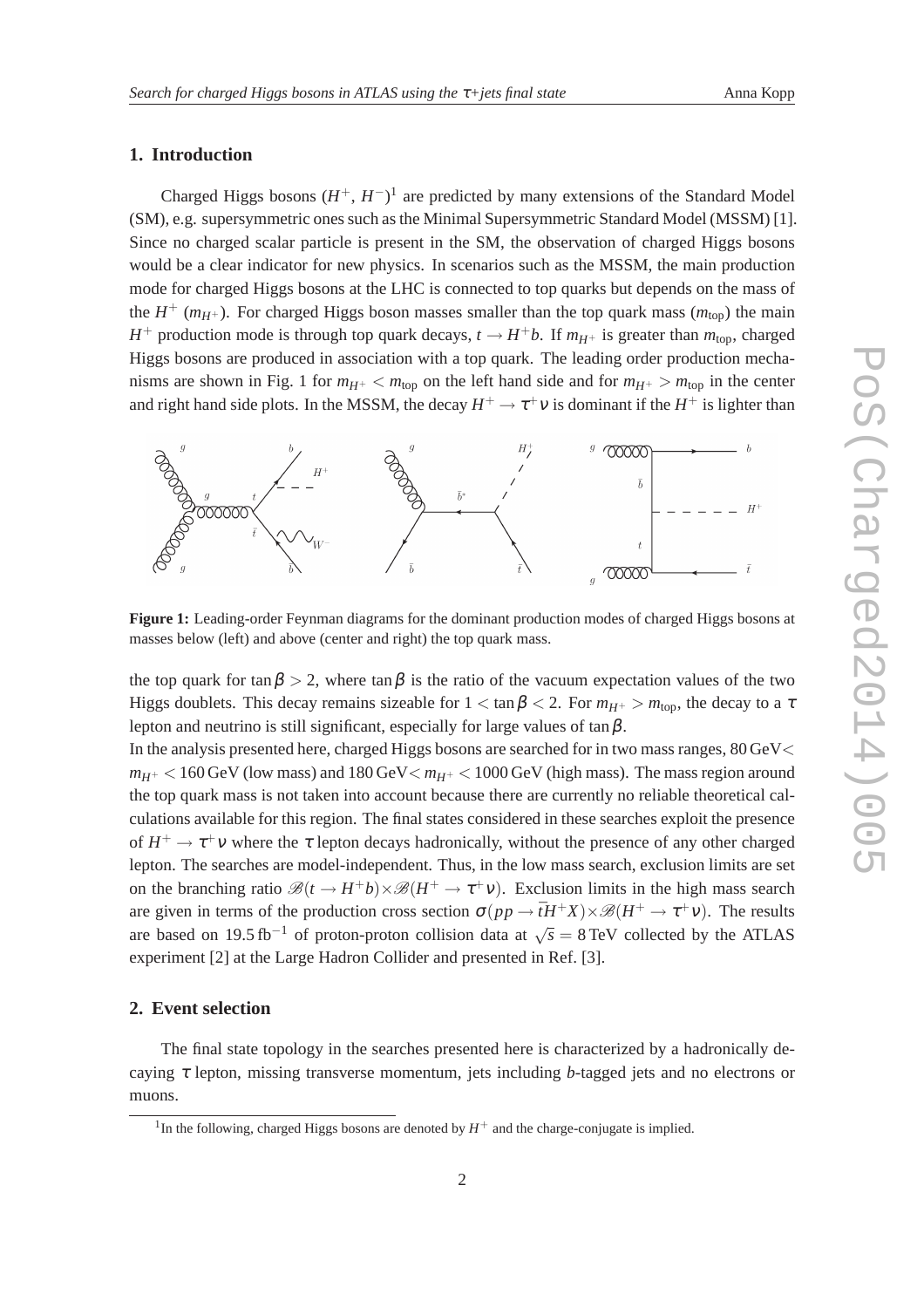## 1. Introduction

Charged Higgs bosons ($H^+$, $H^-$)[1] are predicted by many extensions of the Standard Model (SM), e.g. supersymmetric ones such as the Minimal Supersymmetric Standard Model (MSSM) [1]. Since no charged scalar particle is present in the SM, the observation of charged Higgs bosons would be a clear indicator for new physics. In scenarios such as the MSSM, the main production mode for charged Higgs bosons at the LHC is connected to top quarks but depends on the mass of the $H^+$ ($m_{H^+}$). For charged Higgs boson masses smaller than the top quark mass ($m_{\text{top}}$) the main $H^+$ production mode is through top quark decays, $t \to H^+ b$. If $m_{H^+}$ is greater than $m_{\text{top}}$, charged Higgs bosons are produced in association with a top quark. The leading order production mechanisms are shown in Fig. 1 for $m_{H^+} < m_{\text{top}}$ on the left hand side and for $m_{H^+} > m_{\text{top}}$ in the center and right hand side plots. In the MSSM, the decay $H^+ \to \tau^+ \nu$ is dominant if the $H^+$ is lighter than

**Figure 1:** Leading-order Feynman diagrams for the dominant production modes of charged Higgs bosons at masses below (left) and above (center and right) the top quark mass.

the top quark for $\tan\beta > 2$, where $\tan\beta$ is the ratio of the vacuum expectation values of the two Higgs doublets. This decay remains sizeable for $1 < \tan\beta < 2$. For $m_{H^+} > m_{\text{top}}$, the decay to a $\tau$ lepton and neutrino is still significant, especially for large values of $\tan\beta$.

In the analysis presented here, charged Higgs bosons are searched for in two mass ranges, $80\,\text{GeV} < m_{H^+} < 160\,\text{GeV}$ (low mass) and $180\,\text{GeV} < m_{H^+} < 1000\,\text{GeV}$ (high mass). The mass region around the top quark mass is not taken into account because there are currently no reliable theoretical calculations available for this region. The final states considered in these searches exploit the presence of $H^+ \to \tau^+ \nu$ where the $\tau$ lepton decays hadronically, without the presence of any other charged lepton. The searches are model-independent. Thus, in the low mass search, exclusion limits are set on the branching ratio $\mathscr{B}(t \to H^+ b) \times \mathscr{B}(H^+ \to \tau^+ \nu)$. Exclusion limits in the high mass search are given in terms of the production cross section $\sigma(pp \to \bar{t}H^+ X) \times \mathscr{B}(H^+ \to \tau^+ \nu)$. The results are based on $19.5\,\text{fb}^{-1}$ of proton-proton collision data at $\sqrt{s} = 8\,\text{TeV}$ collected by the ATLAS experiment [2] at the Large Hadron Collider and presented in Ref. [3].

## 2. Event selection

The final state topology in the searches presented here is characterized by a hadronically decaying $\tau$ lepton, missing transverse momentum, jets including $b$-tagged jets and no electrons or muons.

[1] In the following, charged Higgs bosons are denoted by $H^+$ and the charge-conjugate is implied.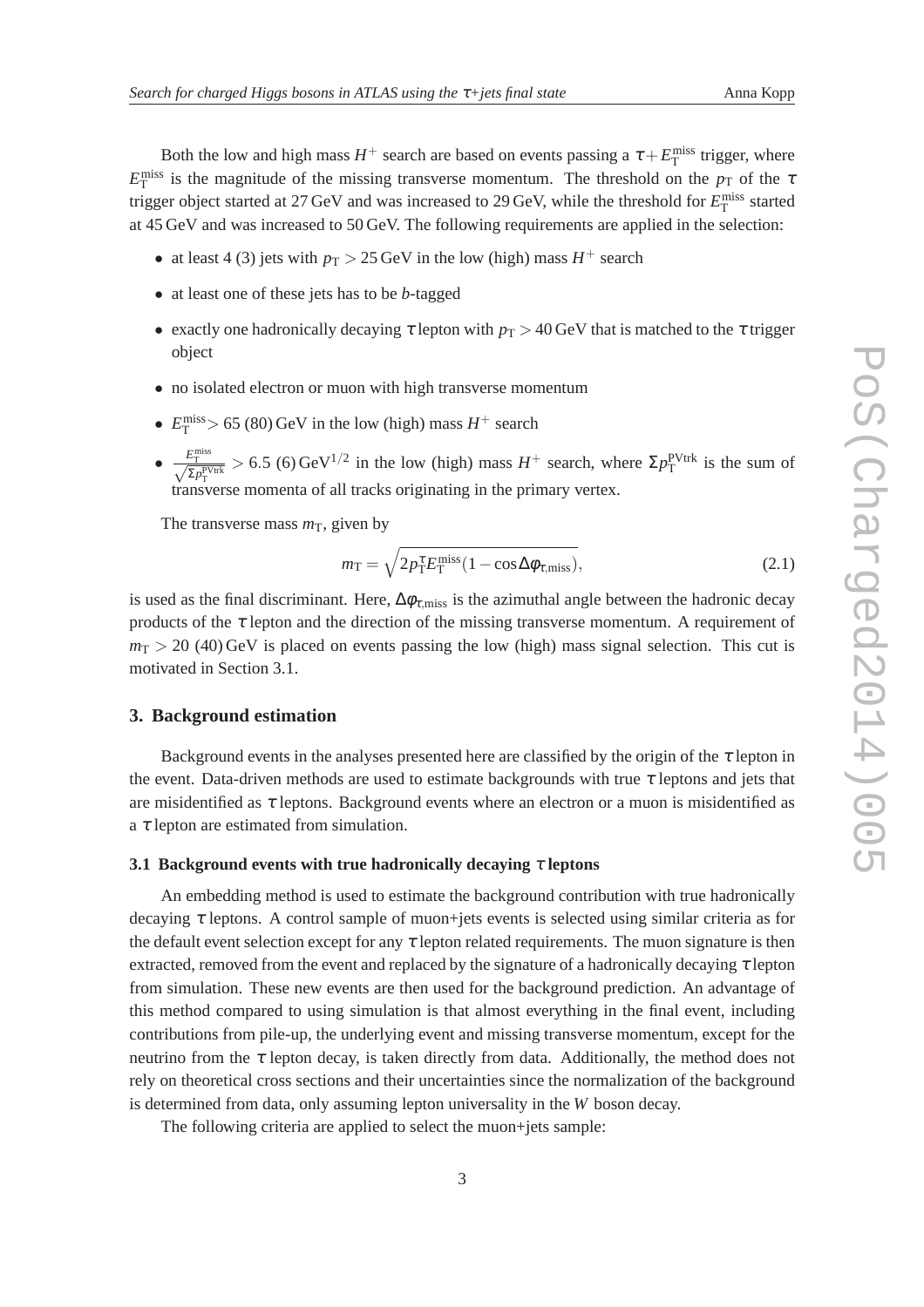Both the low and high mass $H^+$ search are based on events passing a $\tau + E_{\mathrm{T}}^{\mathrm{miss}}$ trigger, where $E_{\mathrm{T}}^{\mathrm{miss}}$ is the magnitude of the missing transverse momentum. The threshold on the $p_{\mathrm{T}}$ of the $\tau$ trigger object started at 27 GeV and was increased to 29 GeV, while the threshold for $E_{\mathrm{T}}^{\mathrm{miss}}$ started at 45 GeV and was increased to 50 GeV. The following requirements are applied in the selection:

- at least 4 (3) jets with $p_{\mathrm{T}} > 25$ GeV in the low (high) mass $H^+$ search
- at least one of these jets has to be *b*-tagged
- exactly one hadronically decaying $\tau$ lepton with $p_{\mathrm{T}} > 40$ GeV that is matched to the $\tau$ trigger object
- no isolated electron or muon with high transverse momentum
- $E_{\mathrm{T}}^{\mathrm{miss}} > 65$ (80) GeV in the low (high) mass $H^+$ search
- $\frac{E_{\mathrm{T}}^{\mathrm{miss}}}{\sqrt{\Sigma p_{\mathrm{T}}^{\mathrm{PVtrk}}}} > 6.5$ (6) $\mathrm{GeV}^{1/2}$ in the low (high) mass $H^+$ search, where $\Sigma p_{\mathrm{T}}^{\mathrm{PVtrk}}$ is the sum of transverse momenta of all tracks originating in the primary vertex.

The transverse mass $m_{\mathrm{T}}$, given by

$$m_{\mathrm{T}} = \sqrt{2 p_{\mathrm{T}}^{\tau} E_{\mathrm{T}}^{\mathrm{miss}} (1 - \cos \Delta\phi_{\tau,\mathrm{miss}})}, \tag{2.1}$$

is used as the final discriminant. Here, $\Delta\phi_{\tau,\mathrm{miss}}$ is the azimuthal angle between the hadronic decay products of the $\tau$ lepton and the direction of the missing transverse momentum. A requirement of $m_{\mathrm{T}} > 20$ (40) GeV is placed on events passing the low (high) mass signal selection. This cut is motivated in Section 3.1.

## 3. Background estimation

Background events in the analyses presented here are classified by the origin of the $\tau$ lepton in the event. Data-driven methods are used to estimate backgrounds with true $\tau$ leptons and jets that are misidentified as $\tau$ leptons. Background events where an electron or a muon is misidentified as a $\tau$ lepton are estimated from simulation.

### 3.1 Background events with true hadronically decaying $\tau$ leptons

An embedding method is used to estimate the background contribution with true hadronically decaying $\tau$ leptons. A control sample of muon+jets events is selected using similar criteria as for the default event selection except for any $\tau$ lepton related requirements. The muon signature is then extracted, removed from the event and replaced by the signature of a hadronically decaying $\tau$ lepton from simulation. These new events are then used for the background prediction. An advantage of this method compared to using simulation is that almost everything in the final event, including contributions from pile-up, the underlying event and missing transverse momentum, except for the neutrino from the $\tau$ lepton decay, is taken directly from data. Additionally, the method does not rely on theoretical cross sections and their uncertainties since the normalization of the background is determined from data, only assuming lepton universality in the $W$ boson decay.

The following criteria are applied to select the muon+jets sample: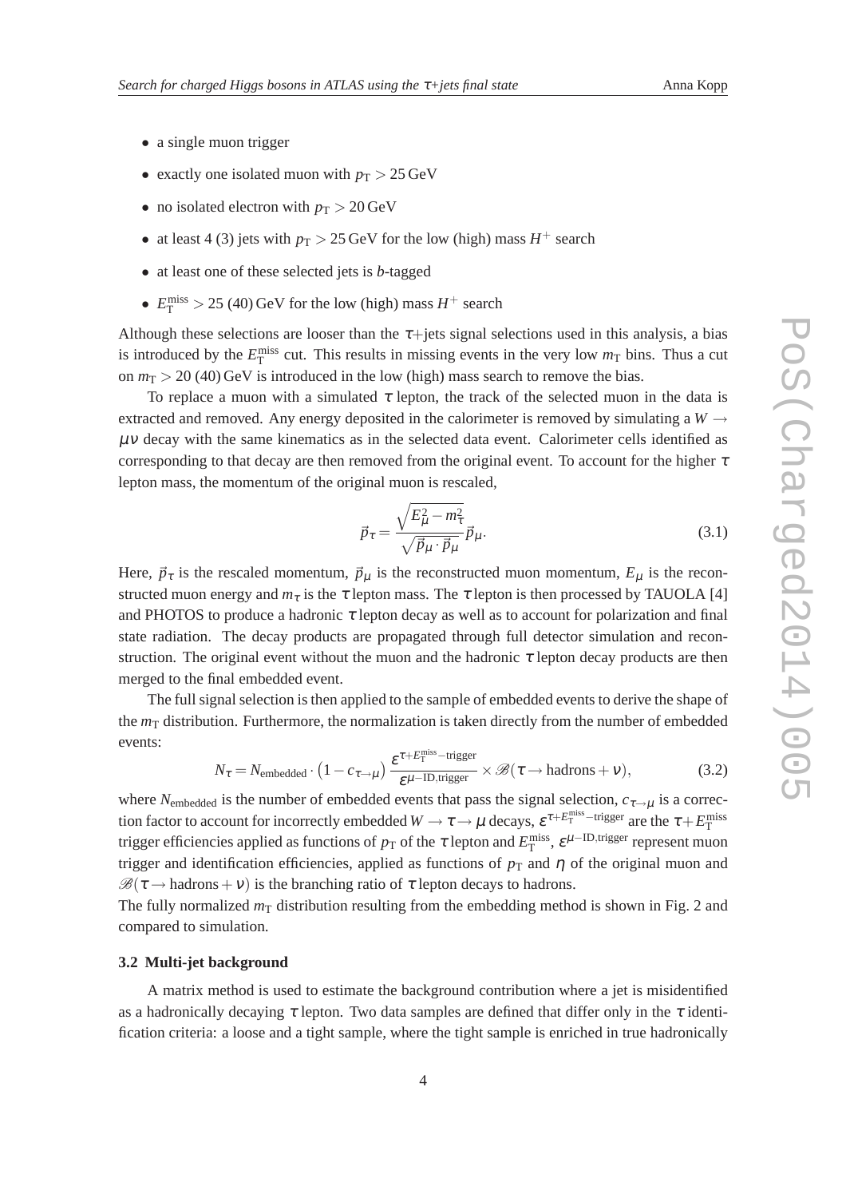- a single muon trigger
- exactly one isolated muon with $p_{\mathrm{T}} > 25\,\mathrm{GeV}$
- no isolated electron with $p_{\mathrm{T}} > 20\,\mathrm{GeV}$
- at least 4 (3) jets with $p_{\mathrm{T}} > 25\,\mathrm{GeV}$ for the low (high) mass $H^+$ search
- at least one of these selected jets is *b*-tagged
- $E_{\mathrm{T}}^{\mathrm{miss}} > 25$ (40) GeV for the low (high) mass $H^+$ search

Although these selections are looser than the $\tau$+jets signal selections used in this analysis, a bias is introduced by the $E_{\mathrm{T}}^{\mathrm{miss}}$ cut. This results in missing events in the very low $m_{\mathrm{T}}$ bins. Thus a cut on $m_{\mathrm{T}} > 20$ (40) GeV is introduced in the low (high) mass search to remove the bias.

To replace a muon with a simulated $\tau$ lepton, the track of the selected muon in the data is extracted and removed. Any energy deposited in the calorimeter is removed by simulating a $W \rightarrow \mu\nu$ decay with the same kinematics as in the selected data event. Calorimeter cells identified as corresponding to that decay are then removed from the original event. To account for the higher $\tau$ lepton mass, the momentum of the original muon is rescaled,

$$\vec{p}_{\tau} = \frac{\sqrt{E_{\mu}^2 - m_{\tau}^2}}{\sqrt{\vec{p}_{\mu} \cdot \vec{p}_{\mu}}} \vec{p}_{\mu}. \tag{3.1}$$

Here, $\vec{p}_{\tau}$ is the rescaled momentum, $\vec{p}_{\mu}$ is the reconstructed muon momentum, $E_{\mu}$ is the reconstructed muon energy and $m_{\tau}$ is the $\tau$ lepton mass. The $\tau$ lepton is then processed by TAUOLA [4] and PHOTOS to produce a hadronic $\tau$ lepton decay as well as to account for polarization and final state radiation. The decay products are propagated through full detector simulation and reconstruction. The original event without the muon and the hadronic $\tau$ lepton decay products are then merged to the final embedded event.

The full signal selection is then applied to the sample of embedded events to derive the shape of the $m_{\mathrm{T}}$ distribution. Furthermore, the normalization is taken directly from the number of embedded events:

$$N_{\tau} = N_{\mathrm{embedded}} \cdot \left(1 - c_{\tau\rightarrow\mu}\right) \frac{\varepsilon^{\tau + E_{\mathrm{T}}^{\mathrm{miss}}-\mathrm{trigger}}}{\varepsilon^{\mu-\mathrm{ID,trigger}}} \times \mathscr{B}(\tau \rightarrow \mathrm{hadrons} + \nu), \tag{3.2}$$

where $N_{\mathrm{embedded}}$ is the number of embedded events that pass the signal selection, $c_{\tau\rightarrow\mu}$ is a correction factor to account for incorrectly embedded $W \rightarrow \tau \rightarrow \mu$ decays, $\varepsilon^{\tau + E_{\mathrm{T}}^{\mathrm{miss}}-\mathrm{trigger}}$ are the $\tau + E_{\mathrm{T}}^{\mathrm{miss}}$ trigger efficiencies applied as functions of $p_{\mathrm{T}}$ of the $\tau$ lepton and $E_{\mathrm{T}}^{\mathrm{miss}}$, $\varepsilon^{\mu-\mathrm{ID,trigger}}$ represent muon trigger and identification efficiencies, applied as functions of $p_{\mathrm{T}}$ and $\eta$ of the original muon and $\mathscr{B}(\tau \rightarrow \mathrm{hadrons} + \nu)$ is the branching ratio of $\tau$ lepton decays to hadrons.
The fully normalized $m_{\mathrm{T}}$ distribution resulting from the embedding method is shown in Fig. 2 and compared to simulation.

### 3.2 Multi-jet background

A matrix method is used to estimate the background contribution where a jet is misidentified as a hadronically decaying $\tau$ lepton. Two data samples are defined that differ only in the $\tau$ identification criteria: a loose and a tight sample, where the tight sample is enriched in true hadronically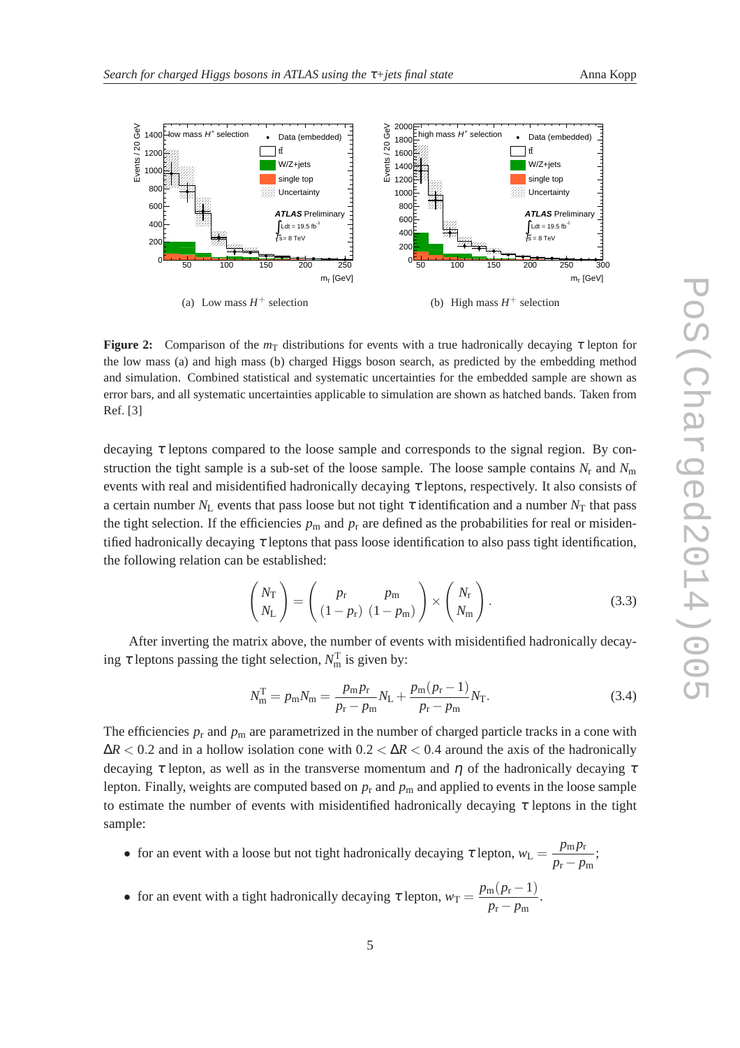(a) Low mass $H^+$ selection

(b) High mass $H^+$ selection

**Figure 2:** Comparison of the $m_T$ distributions for events with a true hadronically decaying $\tau$ lepton for the low mass (a) and high mass (b) charged Higgs boson search, as predicted by the embedding method and simulation. Combined statistical and systematic uncertainties for the embedded sample are shown as error bars, and all systematic uncertainties applicable to simulation are shown as hatched bands. Taken from Ref. [3]

decaying $\tau$ leptons compared to the loose sample and corresponds to the signal region. By construction the tight sample is a sub-set of the loose sample. The loose sample contains $N_r$ and $N_m$ events with real and misidentified hadronically decaying $\tau$ leptons, respectively. It also consists of a certain number $N_L$ events that pass loose but not tight $\tau$ identification and a number $N_T$ that pass the tight selection. If the efficiencies $p_m$ and $p_r$ are defined as the probabilities for real or misidentified hadronically decaying $\tau$ leptons that pass loose identification to also pass tight identification, the following relation can be established:

$$\begin{pmatrix} N_T \\ N_L \end{pmatrix} = \begin{pmatrix} p_r & p_m \\ (1-p_r) & (1-p_m) \end{pmatrix} \times \begin{pmatrix} N_r \\ N_m \end{pmatrix}. \tag{3.3}$$

After inverting the matrix above, the number of events with misidentified hadronically decaying $\tau$ leptons passing the tight selection, $N_m^T$ is given by:

$$N_m^T = p_m N_m = \frac{p_m p_r}{p_r - p_m} N_L + \frac{p_m(p_r - 1)}{p_r - p_m} N_T. \tag{3.4}$$

The efficiencies $p_r$ and $p_m$ are parametrized in the number of charged particle tracks in a cone with $\Delta R < 0.2$ and in a hollow isolation cone with $0.2 < \Delta R < 0.4$ around the axis of the hadronically decaying $\tau$ lepton, as well as in the transverse momentum and $\eta$ of the hadronically decaying $\tau$ lepton. Finally, weights are computed based on $p_r$ and $p_m$ and applied to events in the loose sample to estimate the number of events with misidentified hadronically decaying $\tau$ leptons in the tight sample:

- for an event with a loose but not tight hadronically decaying $\tau$ lepton, $w_L = \dfrac{p_m p_r}{p_r - p_m}$;
- for an event with a tight hadronically decaying $\tau$ lepton, $w_T = \dfrac{p_m(p_r - 1)}{p_r - p_m}$.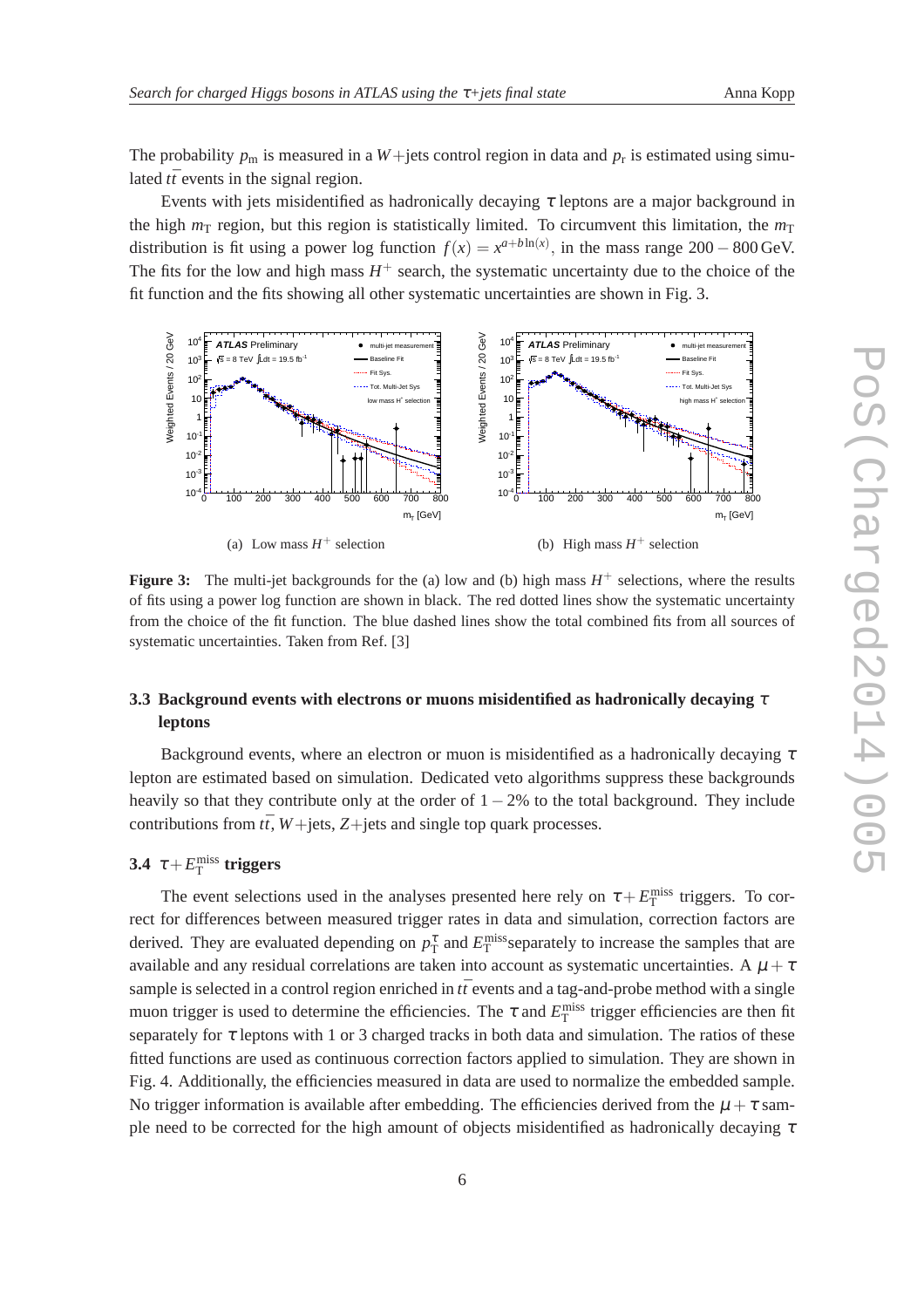The probability $p_{\rm m}$ is measured in a $W$+jets control region in data and $p_{\rm r}$ is estimated using simulated $t\bar{t}$ events in the signal region.

Events with jets misidentified as hadronically decaying $\tau$ leptons are a major background in the high $m_{\rm T}$ region, but this region is statistically limited. To circumvent this limitation, the $m_{\rm T}$ distribution is fit using a power log function $f(x) = x^{a+b\ln(x)}$, in the mass range $200-800$ GeV. The fits for the low and high mass $H^+$ search, the systematic uncertainty due to the choice of the fit function and the fits showing all other systematic uncertainties are shown in Fig. 3.

(a) Low mass $H^+$ selection

(b) High mass $H^+$ selection

**Figure 3:** The multi-jet backgrounds for the (a) low and (b) high mass $H^+$ selections, where the results of fits using a power log function are shown in black. The red dotted lines show the systematic uncertainty from the choice of the fit function. The blue dashed lines show the total combined fits from all sources of systematic uncertainties. Taken from Ref. [3]

### 3.3 Background events with electrons or muons misidentified as hadronically decaying $\tau$ leptons

Background events, where an electron or muon is misidentified as a hadronically decaying $\tau$ lepton are estimated based on simulation. Dedicated veto algorithms suppress these backgrounds heavily so that they contribute only at the order of $1-2\%$ to the total background. They include contributions from $t\bar{t}$, $W$+jets, $Z$+jets and single top quark processes.

### 3.4 $\tau + E_{\rm T}^{\rm miss}$ triggers

The event selections used in the analyses presented here rely on $\tau + E_{\rm T}^{\rm miss}$ triggers. To correct for differences between measured trigger rates in data and simulation, correction factors are derived. They are evaluated depending on $p_{\rm T}^{\tau}$ and $E_{\rm T}^{\rm miss}$separately to increase the samples that are available and any residual correlations are taken into account as systematic uncertainties. A $\mu + \tau$ sample is selected in a control region enriched in $t\bar{t}$ events and a tag-and-probe method with a single muon trigger is used to determine the efficiencies. The $\tau$ and $E_{\rm T}^{\rm miss}$ trigger efficiencies are then fit separately for $\tau$ leptons with 1 or 3 charged tracks in both data and simulation. The ratios of these fitted functions are used as continuous correction factors applied to simulation. They are shown in Fig. 4. Additionally, the efficiencies measured in data are used to normalize the embedded sample. No trigger information is available after embedding. The efficiencies derived from the $\mu + \tau$ sample need to be corrected for the high amount of objects misidentified as hadronically decaying $\tau$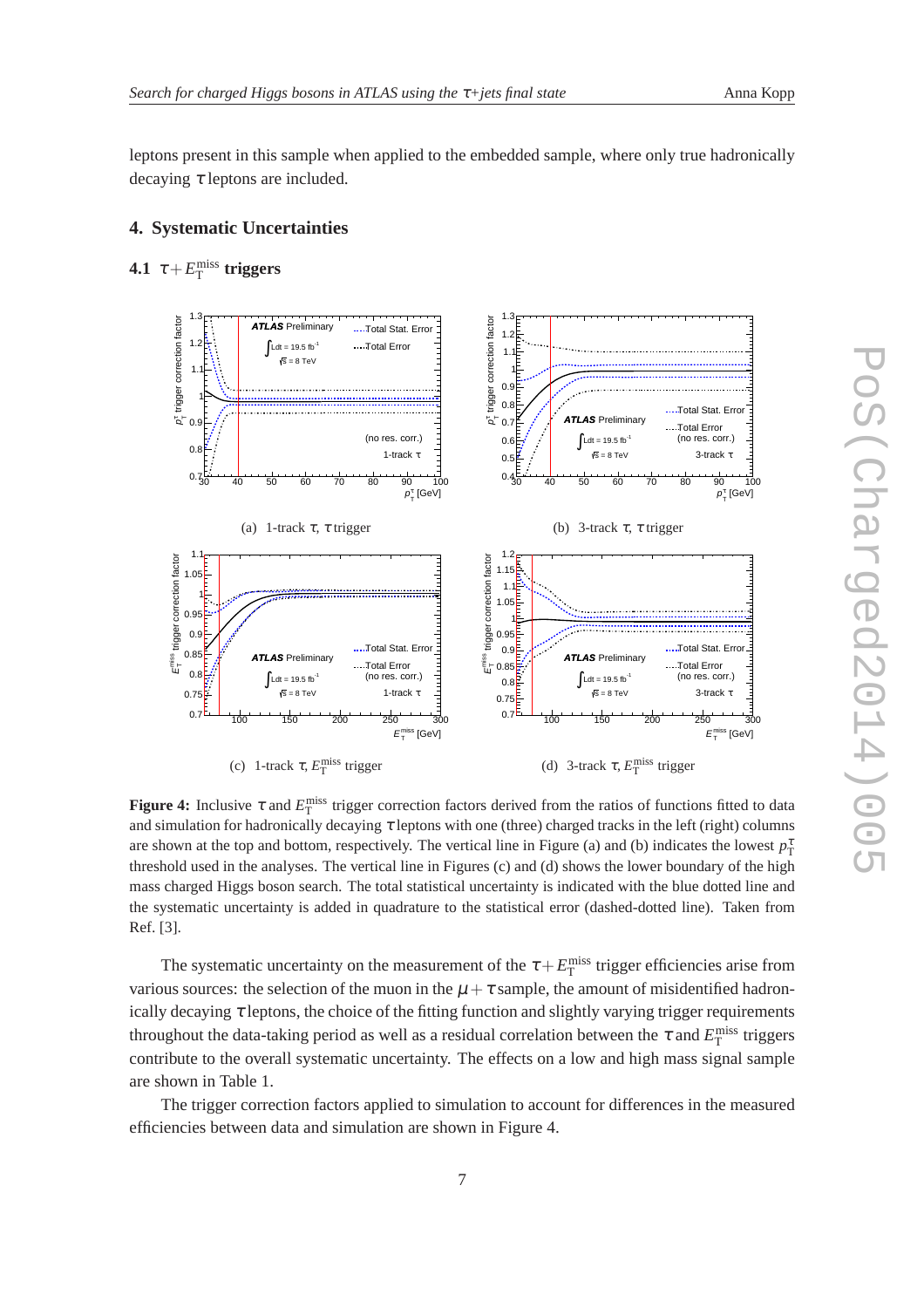leptons present in this sample when applied to the embedded sample, where only true hadronically decaying $\tau$ leptons are included.

## 4. Systematic Uncertainties

### 4.1 $\tau + E_{\mathrm{T}}^{\mathrm{miss}}$ triggers

(a) 1-track $\tau$, $\tau$ trigger

(b) 3-track $\tau$, $\tau$ trigger

(c) 1-track $\tau$, $E_{\mathrm{T}}^{\mathrm{miss}}$ trigger

(d) 3-track $\tau$, $E_{\mathrm{T}}^{\mathrm{miss}}$ trigger

**Figure 4:** Inclusive $\tau$ and $E_{\mathrm{T}}^{\mathrm{miss}}$ trigger correction factors derived from the ratios of functions fitted to data and simulation for hadronically decaying $\tau$ leptons with one (three) charged tracks in the left (right) columns are shown at the top and bottom, respectively. The vertical line in Figure (a) and (b) indicates the lowest $p_{\mathrm{T}}^{\tau}$ threshold used in the analyses. The vertical line in Figures (c) and (d) shows the lower boundary of the high mass charged Higgs boson search. The total statistical uncertainty is indicated with the blue dotted line and the systematic uncertainty is added in quadrature to the statistical error (dashed-dotted line). Taken from Ref. [3].

The systematic uncertainty on the measurement of the $\tau + E_{\mathrm{T}}^{\mathrm{miss}}$ trigger efficiencies arise from various sources: the selection of the muon in the $\mu + \tau$ sample, the amount of misidentified hadronically decaying $\tau$ leptons, the choice of the fitting function and slightly varying trigger requirements throughout the data-taking period as well as a residual correlation between the $\tau$ and $E_{\mathrm{T}}^{\mathrm{miss}}$ triggers contribute to the overall systematic uncertainty. The effects on a low and high mass signal sample are shown in Table 1.

The trigger correction factors applied to simulation to account for differences in the measured efficiencies between data and simulation are shown in Figure 4.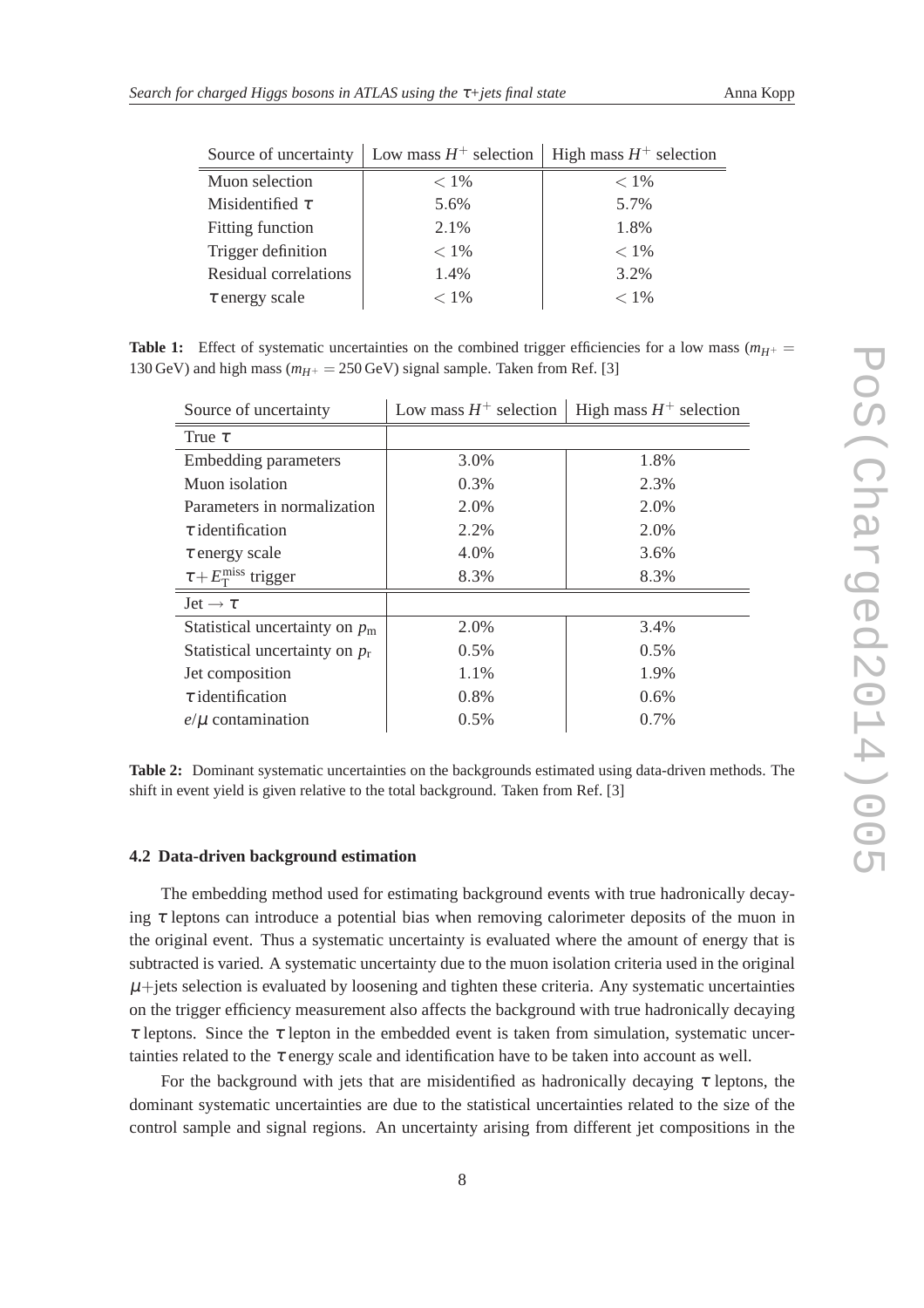| Source of uncertainty | Low mass $H^+$ selection | High mass $H^+$ selection |
| --- | --- | --- |
| Muon selection | $< 1\%$ | $< 1\%$ |
| Misidentified $\tau$ | 5.6% | 5.7% |
| Fitting function | 2.1% | 1.8% |
| Trigger definition | $< 1\%$ | $< 1\%$ |
| Residual correlations | 1.4% | 3.2% |
| $\tau$ energy scale | $< 1\%$ | $< 1\%$ |

**Table 1:** Effect of systematic uncertainties on the combined trigger efficiencies for a low mass ($m_{H^+} = 130$ GeV) and high mass ($m_{H^+} = 250$ GeV) signal sample. Taken from Ref. [3]

| Source of uncertainty | Low mass $H^+$ selection | High mass $H^+$ selection |
| --- | --- | --- |
| True $\tau$ | | |
| Embedding parameters | 3.0% | 1.8% |
| Muon isolation | 0.3% | 2.3% |
| Parameters in normalization | 2.0% | 2.0% |
| $\tau$ identification | 2.2% | 2.0% |
| $\tau$ energy scale | 4.0% | 3.6% |
| $\tau + E_{\mathrm{T}}^{\mathrm{miss}}$ trigger | 8.3% | 8.3% |
| Jet $\rightarrow \tau$ | | |
| Statistical uncertainty on $p_{\mathrm{m}}$ | 2.0% | 3.4% |
| Statistical uncertainty on $p_{\mathrm{r}}$ | 0.5% | 0.5% |
| Jet composition | 1.1% | 1.9% |
| $\tau$ identification | 0.8% | 0.6% |
| $e/\mu$ contamination | 0.5% | 0.7% |

**Table 2:** Dominant systematic uncertainties on the backgrounds estimated using data-driven methods. The shift in event yield is given relative to the total background. Taken from Ref. [3]

### 4.2 Data-driven background estimation

The embedding method used for estimating background events with true hadronically decaying $\tau$ leptons can introduce a potential bias when removing calorimeter deposits of the muon in the original event. Thus a systematic uncertainty is evaluated where the amount of energy that is subtracted is varied. A systematic uncertainty due to the muon isolation criteria used in the original $\mu$+jets selection is evaluated by loosening and tighten these criteria. Any systematic uncertainties on the trigger efficiency measurement also affects the background with true hadronically decaying $\tau$ leptons. Since the $\tau$ lepton in the embedded event is taken from simulation, systematic uncertainties related to the $\tau$ energy scale and identification have to be taken into account as well.

For the background with jets that are misidentified as hadronically decaying $\tau$ leptons, the dominant systematic uncertainties are due to the statistical uncertainties related to the size of the control sample and signal regions. An uncertainty arising from different jet compositions in the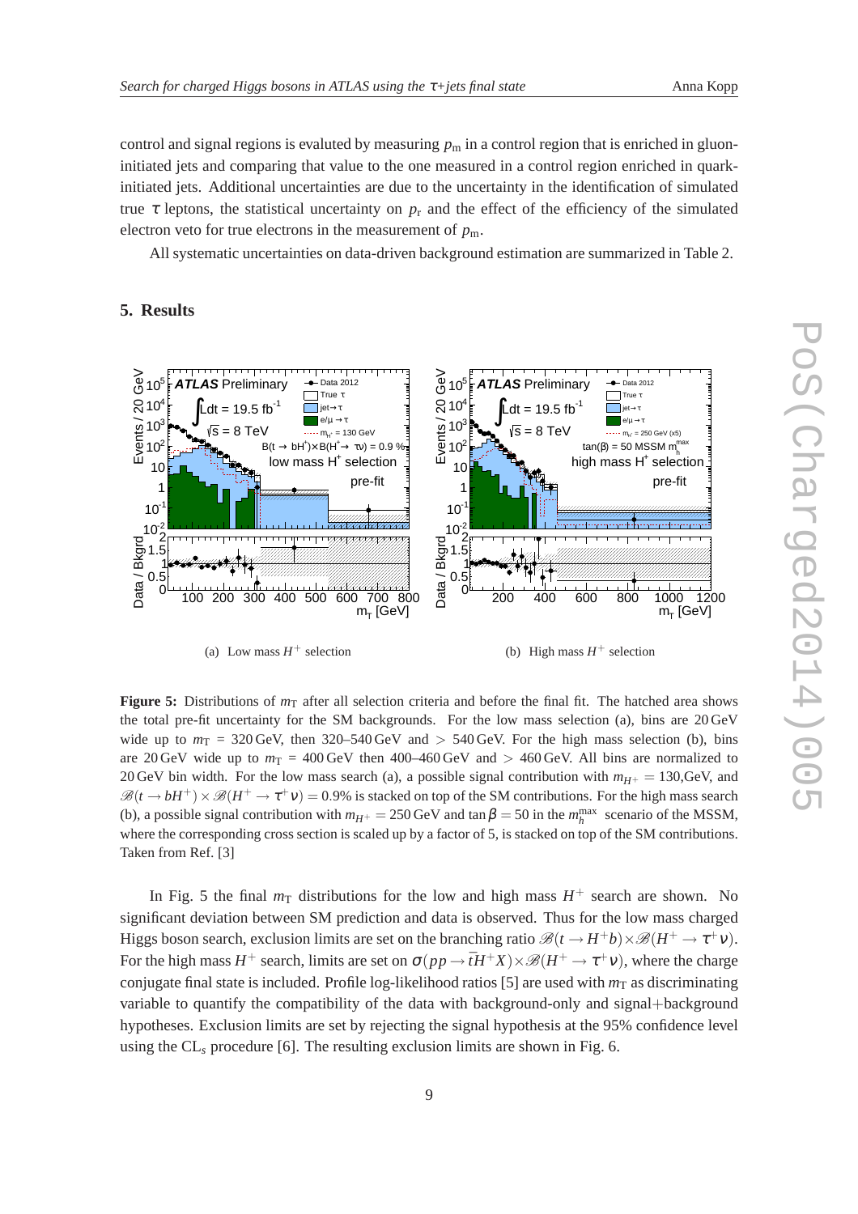control and signal regions is evaluted by measuring $p_{\mathrm{m}}$ in a control region that is enriched in gluon-initiated jets and comparing that value to the one measured in a control region enriched in quark-initiated jets. Additional uncertainties are due to the uncertainty in the identification of simulated true $\tau$ leptons, the statistical uncertainty on $p_{\mathrm{r}}$ and the effect of the efficiency of the simulated electron veto for true electrons in the measurement of $p_{\mathrm{m}}$.

All systematic uncertainties on data-driven background estimation are summarized in Table 2.

## 5. Results

(a) Low mass $H^+$ selection

(b) High mass $H^+$ selection

**Figure 5:** Distributions of $m_{\mathrm{T}}$ after all selection criteria and before the final fit. The hatched area shows the total pre-fit uncertainty for the SM backgrounds. For the low mass selection (a), bins are 20 GeV wide up to $m_{\mathrm{T}}$ = 320 GeV, then 320–540 GeV and > 540 GeV. For the high mass selection (b), bins are 20 GeV wide up to $m_{\mathrm{T}}$ = 400 GeV then 400–460 GeV and > 460 GeV. All bins are normalized to 20 GeV bin width. For the low mass search (a), a possible signal contribution with $m_{H^+} = 130$,GeV, and $\mathscr{B}(t \to bH^+) \times \mathscr{B}(H^+ \to \tau^+\nu) = 0.9\%$ is stacked on top of the SM contributions. For the high mass search (b), a possible signal contribution with $m_{H^+} = 250$ GeV and $\tan\beta = 50$ in the $m_h^{\mathrm{max}}$ scenario of the MSSM, where the corresponding cross section is scaled up by a factor of 5, is stacked on top of the SM contributions. Taken from Ref. [3]

In Fig. 5 the final $m_{\mathrm{T}}$ distributions for the low and high mass $H^+$ search are shown. No significant deviation between SM prediction and data is observed. Thus for the low mass charged Higgs boson search, exclusion limits are set on the branching ratio $\mathscr{B}(t \to H^+b) \times \mathscr{B}(H^+ \to \tau^+\nu)$. For the high mass $H^+$ search, limits are set on $\sigma(pp \to \bar{t}H^+X) \times \mathscr{B}(H^+ \to \tau^+\nu)$, where the charge conjugate final state is included. Profile log-likelihood ratios [5] are used with $m_{\mathrm{T}}$ as discriminating variable to quantify the compatibility of the data with background-only and signal+background hypotheses. Exclusion limits are set by rejecting the signal hypothesis at the 95% confidence level using the CL$_s$ procedure [6]. The resulting exclusion limits are shown in Fig. 6.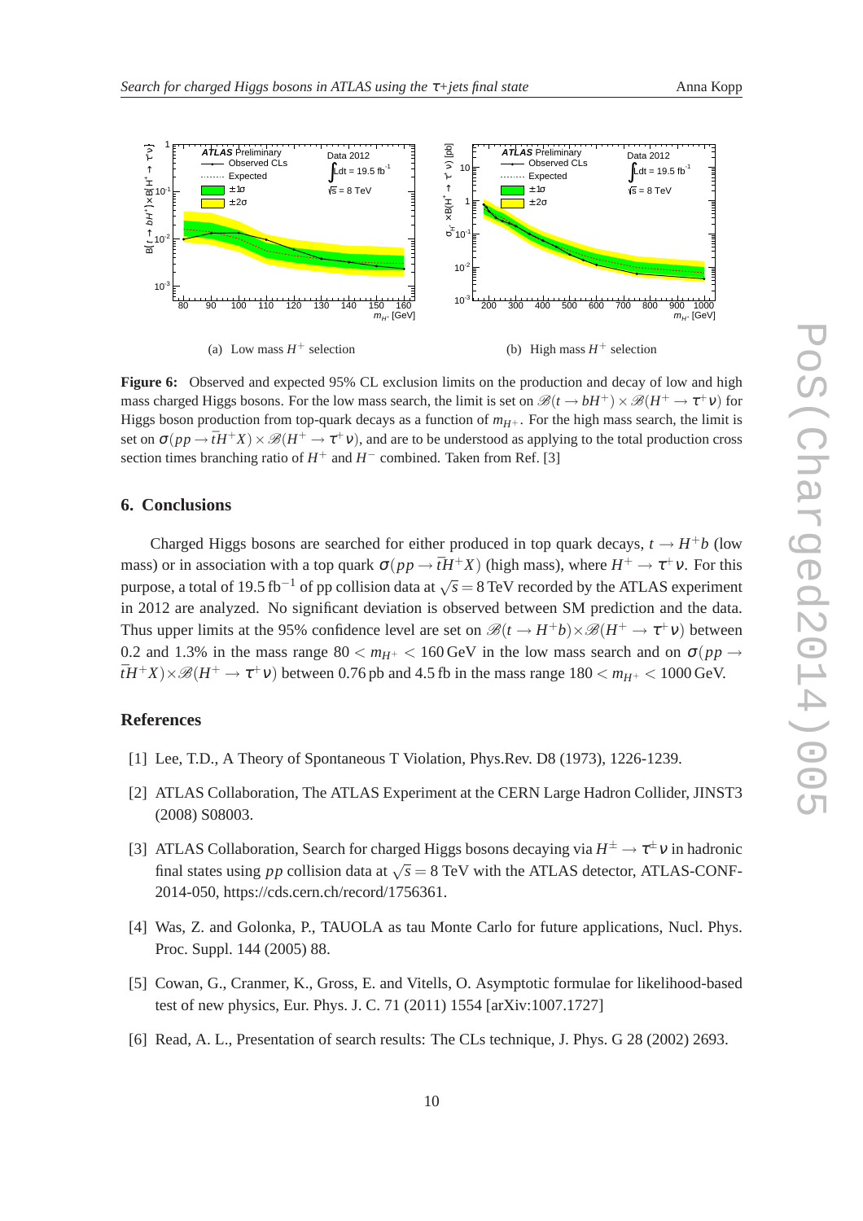ATLAS Preliminary
Observed CLs
Expected
±1σ
±2σ
Data 2012
$\int L dt = 19.5\ \text{fb}^{-1}$
$\sqrt{s} = 8$ TeV
$B(t \to bH^+)\times B(H^+ \to \tau^+\nu)$
1
$10^{-1}$
$10^{-2}$
$10^{-3}$
80 90 100 110 120 130 140 150 160
$m_{H^+}$ [GeV]

(a) Low mass $H^+$ selection

ATLAS Preliminary
Observed CLs
Expected
±1σ
±2σ
Data 2012
$\int L dt = 19.5\ \text{fb}^{-1}$
$\sqrt{s} = 8$ TeV
$\sigma_{H^+} \times B(H^+ \to \tau^+\nu)$ [pb]
10
1
$10^{-1}$
$10^{-2}$
$10^{-3}$
200 300 400 500 600 700 800 900 1000
$m_{H^+}$ [GeV]

(b) High mass $H^+$ selection

**Figure 6:** Observed and expected 95% CL exclusion limits on the production and decay of low and high mass charged Higgs bosons. For the low mass search, the limit is set on $\mathscr{B}(t \to bH^+) \times \mathscr{B}(H^+ \to \tau^+\nu)$ for Higgs boson production from top-quark decays as a function of $m_{H^+}$. For the high mass search, the limit is set on $\sigma(pp \to \bar{t}H^+X) \times \mathscr{B}(H^+ \to \tau^+\nu)$, and are to be understood as applying to the total production cross section times branching ratio of $H^+$ and $H^-$ combined. Taken from Ref. [3]

## 6. Conclusions

Charged Higgs bosons are searched for either produced in top quark decays, $t \to H^+b$ (low mass) or in association with a top quark $\sigma(pp \to \bar{t}H^+X)$ (high mass), where $H^+ \to \tau^+\nu$. For this purpose, a total of 19.5 fb$^{-1}$ of pp collision data at $\sqrt{s} = 8$ TeV recorded by the ATLAS experiment in 2012 are analyzed. No significant deviation is observed between SM prediction and the data. Thus upper limits at the 95% confidence level are set on $\mathscr{B}(t \to H^+b)\times\mathscr{B}(H^+ \to \tau^+\nu)$ between 0.2 and 1.3% in the mass range $80 < m_{H^+} < 160$ GeV in the low mass search and on $\sigma(pp \to \bar{t}H^+X)\times\mathscr{B}(H^+ \to \tau^+\nu)$ between 0.76 pb and 4.5 fb in the mass range $180 < m_{H^+} < 1000$ GeV.

## References

[1] Lee, T.D., A Theory of Spontaneous T Violation, Phys.Rev. D8 (1973), 1226-1239.

[2] ATLAS Collaboration, The ATLAS Experiment at the CERN Large Hadron Collider, JINST3 (2008) S08003.

[3] ATLAS Collaboration, Search for charged Higgs bosons decaying via $H^\pm \to \tau^\pm\nu$ in hadronic final states using $pp$ collision data at $\sqrt{s} = 8$ TeV with the ATLAS detector, ATLAS-CONF-2014-050, https://cds.cern.ch/record/1756361.

[4] Was, Z. and Golonka, P., TAUOLA as tau Monte Carlo for future applications, Nucl. Phys. Proc. Suppl. 144 (2005) 88.

[5] Cowan, G., Cranmer, K., Gross, E. and Vitells, O. Asymptotic formulae for likelihood-based test of new physics, Eur. Phys. J. C. 71 (2011) 1554 [arXiv:1007.1727]

[6] Read, A. L., Presentation of search results: The CLs technique, J. Phys. G 28 (2002) 2693.